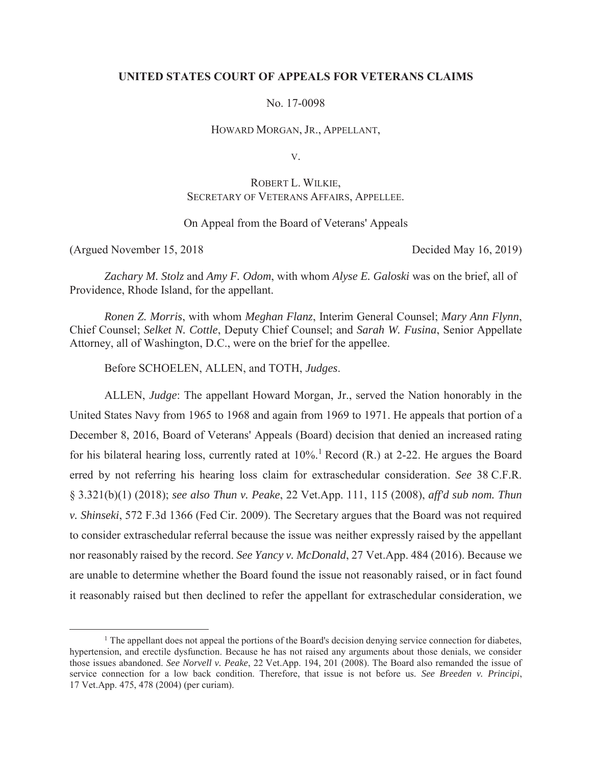**UNITED STATES COURT OF APPEALS FOR VETERANS CLAIMS**

No. 17-0098

HOWARD MORGAN, JR., APPELLANT,

V.

ROBERT L. WILKIE,
SECRETARY OF VETERANS AFFAIRS, APPELLEE.

On Appeal from the Board of Veterans' Appeals

(Argued November 15, 2018 Decided May 16, 2019)

*Zachary M. Stolz* and *Amy F. Odom*, with whom *Alyse E. Galoski* was on the brief, all of Providence, Rhode Island, for the appellant.

*Ronen Z. Morris*, with whom *Meghan Flanz*, Interim General Counsel; *Mary Ann Flynn*, Chief Counsel; *Selket N. Cottle*, Deputy Chief Counsel; and *Sarah W. Fusina*, Senior Appellate Attorney, all of Washington, D.C., were on the brief for the appellee.

Before SCHOELEN, ALLEN, and TOTH, *Judges*.

ALLEN, *Judge*: The appellant Howard Morgan, Jr., served the Nation honorably in the United States Navy from 1965 to 1968 and again from 1969 to 1971. He appeals that portion of a December 8, 2016, Board of Veterans' Appeals (Board) decision that denied an increased rating for his bilateral hearing loss, currently rated at 10%.[1] Record (R.) at 2-22. He argues the Board erred by not referring his hearing loss claim for extraschedular consideration. *See* 38 C.F.R. § 3.321(b)(1) (2018); *see also Thun v. Peake*, 22 Vet.App. 111, 115 (2008), *aff'd sub nom. Thun v. Shinseki*, 572 F.3d 1366 (Fed Cir. 2009). The Secretary argues that the Board was not required to consider extraschedular referral because the issue was neither expressly raised by the appellant nor reasonably raised by the record. *See Yancy v. McDonald*, 27 Vet.App. 484 (2016). Because we are unable to determine whether the Board found the issue not reasonably raised, or in fact found it reasonably raised but then declined to refer the appellant for extraschedular consideration, we

[1] The appellant does not appeal the portions of the Board's decision denying service connection for diabetes, hypertension, and erectile dysfunction. Because he has not raised any arguments about those denials, we consider those issues abandoned. *See Norvell v. Peake*, 22 Vet.App. 194, 201 (2008). The Board also remanded the issue of service connection for a low back condition. Therefore, that issue is not before us. *See Breeden v. Principi*, 17 Vet.App. 475, 478 (2004) (per curiam).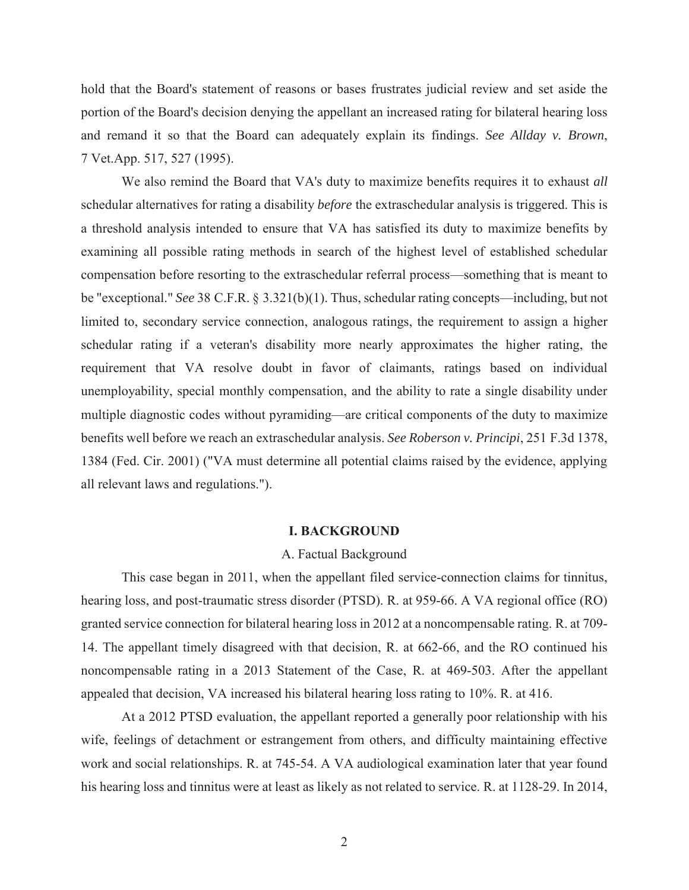hold that the Board's statement of reasons or bases frustrates judicial review and set aside the portion of the Board's decision denying the appellant an increased rating for bilateral hearing loss and remand it so that the Board can adequately explain its findings. *See Allday v. Brown*, 7 Vet.App. 517, 527 (1995).

We also remind the Board that VA's duty to maximize benefits requires it to exhaust *all* schedular alternatives for rating a disability *before* the extraschedular analysis is triggered. This is a threshold analysis intended to ensure that VA has satisfied its duty to maximize benefits by examining all possible rating methods in search of the highest level of established schedular compensation before resorting to the extraschedular referral process—something that is meant to be "exceptional." *See* 38 C.F.R. § 3.321(b)(1). Thus, schedular rating concepts—including, but not limited to, secondary service connection, analogous ratings, the requirement to assign a higher schedular rating if a veteran's disability more nearly approximates the higher rating, the requirement that VA resolve doubt in favor of claimants, ratings based on individual unemployability, special monthly compensation, and the ability to rate a single disability under multiple diagnostic codes without pyramiding—are critical components of the duty to maximize benefits well before we reach an extraschedular analysis. *See Roberson v. Principi*, 251 F.3d 1378, 1384 (Fed. Cir. 2001) ("VA must determine all potential claims raised by the evidence, applying all relevant laws and regulations.").

## I. BACKGROUND

### A. Factual Background

This case began in 2011, when the appellant filed service-connection claims for tinnitus, hearing loss, and post-traumatic stress disorder (PTSD). R. at 959-66. A VA regional office (RO) granted service connection for bilateral hearing loss in 2012 at a noncompensable rating. R. at 709-14. The appellant timely disagreed with that decision, R. at 662-66, and the RO continued his noncompensable rating in a 2013 Statement of the Case, R. at 469-503. After the appellant appealed that decision, VA increased his bilateral hearing loss rating to 10%. R. at 416.

At a 2012 PTSD evaluation, the appellant reported a generally poor relationship with his wife, feelings of detachment or estrangement from others, and difficulty maintaining effective work and social relationships. R. at 745-54. A VA audiological examination later that year found his hearing loss and tinnitus were at least as likely as not related to service. R. at 1128-29. In 2014,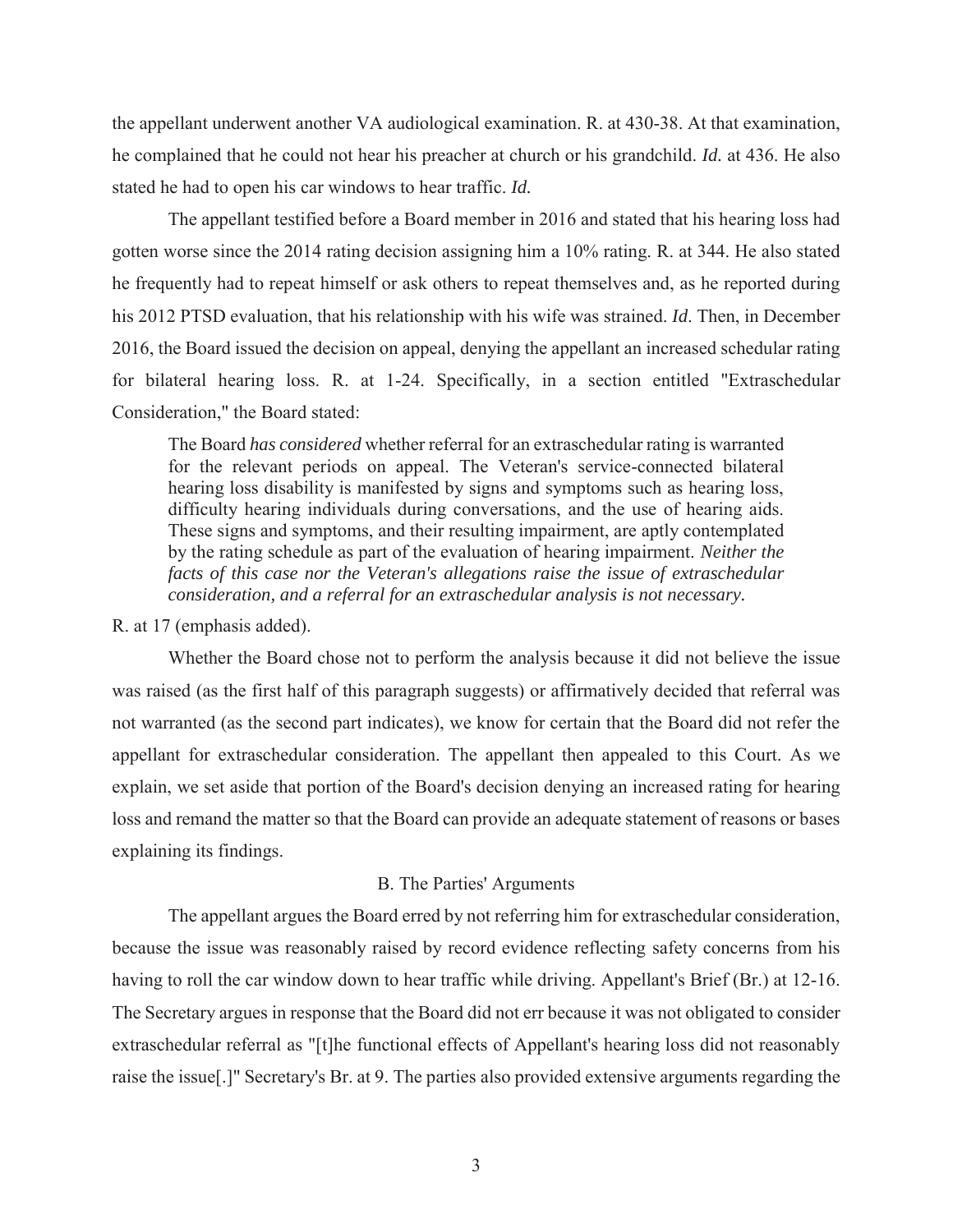the appellant underwent another VA audiological examination. R. at 430-38. At that examination, he complained that he could not hear his preacher at church or his grandchild. *Id.* at 436. He also stated he had to open his car windows to hear traffic. *Id.*

The appellant testified before a Board member in 2016 and stated that his hearing loss had gotten worse since the 2014 rating decision assigning him a 10% rating. R. at 344. He also stated he frequently had to repeat himself or ask others to repeat themselves and, as he reported during his 2012 PTSD evaluation, that his relationship with his wife was strained. *Id*. Then, in December 2016, the Board issued the decision on appeal, denying the appellant an increased schedular rating for bilateral hearing loss. R. at 1-24. Specifically, in a section entitled "Extraschedular Consideration," the Board stated:

> The Board *has considered* whether referral for an extraschedular rating is warranted for the relevant periods on appeal. The Veteran's service-connected bilateral hearing loss disability is manifested by signs and symptoms such as hearing loss, difficulty hearing individuals during conversations, and the use of hearing aids. These signs and symptoms, and their resulting impairment, are aptly contemplated by the rating schedule as part of the evaluation of hearing impairment. *Neither the facts of this case nor the Veteran's allegations raise the issue of extraschedular consideration, and a referral for an extraschedular analysis is not necessary*.

R. at 17 (emphasis added).

Whether the Board chose not to perform the analysis because it did not believe the issue was raised (as the first half of this paragraph suggests) or affirmatively decided that referral was not warranted (as the second part indicates), we know for certain that the Board did not refer the appellant for extraschedular consideration. The appellant then appealed to this Court. As we explain, we set aside that portion of the Board's decision denying an increased rating for hearing loss and remand the matter so that the Board can provide an adequate statement of reasons or bases explaining its findings.

### B. The Parties' Arguments

The appellant argues the Board erred by not referring him for extraschedular consideration, because the issue was reasonably raised by record evidence reflecting safety concerns from his having to roll the car window down to hear traffic while driving. Appellant's Brief (Br.) at 12-16. The Secretary argues in response that the Board did not err because it was not obligated to consider extraschedular referral as "[t]he functional effects of Appellant's hearing loss did not reasonably raise the issue[.]" Secretary's Br. at 9. The parties also provided extensive arguments regarding the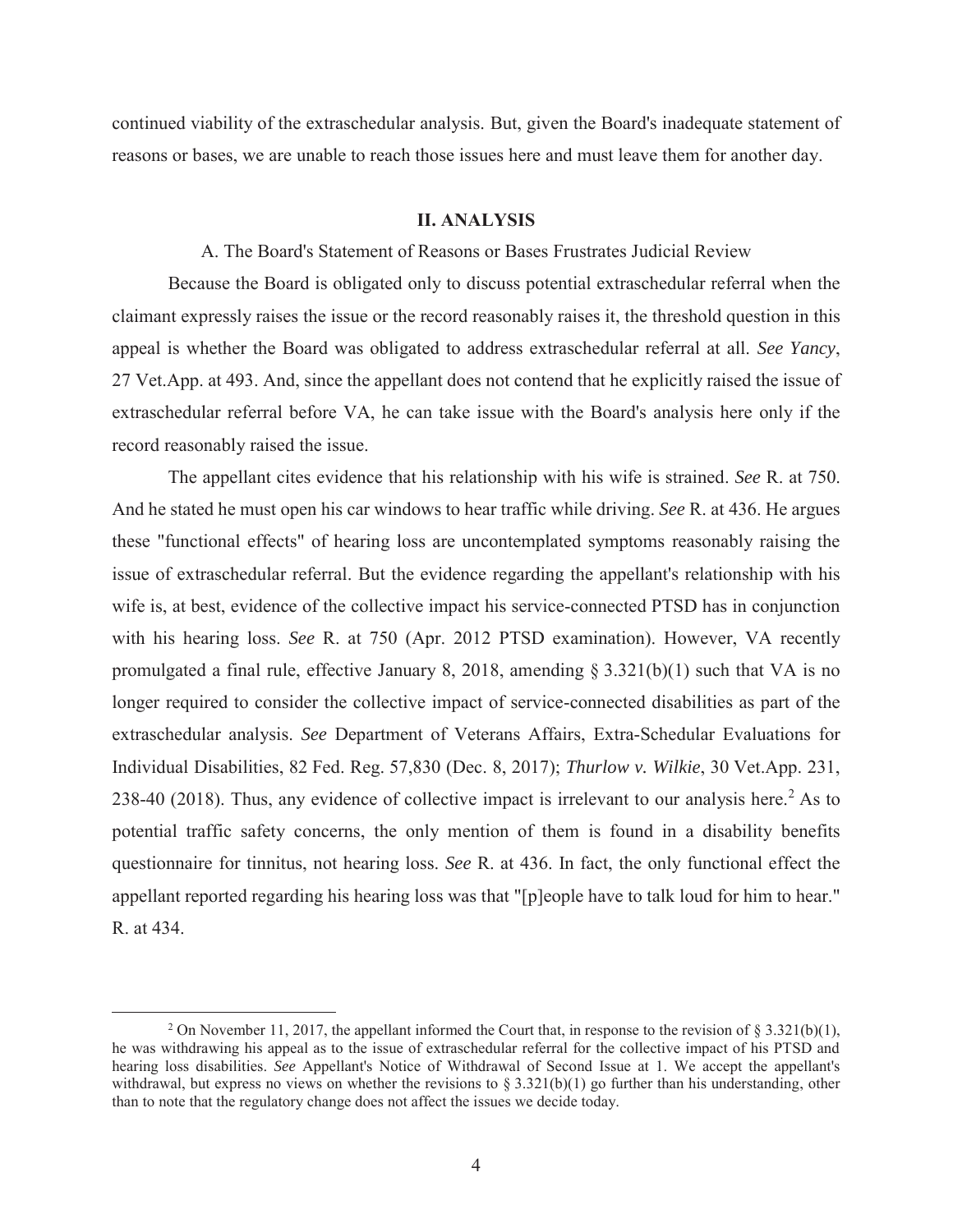continued viability of the extraschedular analysis. But, given the Board's inadequate statement of reasons or bases, we are unable to reach those issues here and must leave them for another day.

## II. ANALYSIS

### A. The Board's Statement of Reasons or Bases Frustrates Judicial Review

Because the Board is obligated only to discuss potential extraschedular referral when the claimant expressly raises the issue or the record reasonably raises it, the threshold question in this appeal is whether the Board was obligated to address extraschedular referral at all. *See Yancy*, 27 Vet.App. at 493. And, since the appellant does not contend that he explicitly raised the issue of extraschedular referral before VA, he can take issue with the Board's analysis here only if the record reasonably raised the issue.

The appellant cites evidence that his relationship with his wife is strained. *See* R. at 750. And he stated he must open his car windows to hear traffic while driving. *See* R. at 436. He argues these "functional effects" of hearing loss are uncontemplated symptoms reasonably raising the issue of extraschedular referral. But the evidence regarding the appellant's relationship with his wife is, at best, evidence of the collective impact his service-connected PTSD has in conjunction with his hearing loss. *See* R. at 750 (Apr. 2012 PTSD examination). However, VA recently promulgated a final rule, effective January 8, 2018, amending § 3.321(b)(1) such that VA is no longer required to consider the collective impact of service-connected disabilities as part of the extraschedular analysis. *See* Department of Veterans Affairs, Extra-Schedular Evaluations for Individual Disabilities, 82 Fed. Reg. 57,830 (Dec. 8, 2017); *Thurlow v. Wilkie*, 30 Vet.App. 231, 238-40 (2018). Thus, any evidence of collective impact is irrelevant to our analysis here.[2] As to potential traffic safety concerns, the only mention of them is found in a disability benefits questionnaire for tinnitus, not hearing loss. *See* R. at 436. In fact, the only functional effect the appellant reported regarding his hearing loss was that "[p]eople have to talk loud for him to hear." R. at 434.

---

[2] On November 11, 2017, the appellant informed the Court that, in response to the revision of § 3.321(b)(1), he was withdrawing his appeal as to the issue of extraschedular referral for the collective impact of his PTSD and hearing loss disabilities. *See* Appellant's Notice of Withdrawal of Second Issue at 1. We accept the appellant's withdrawal, but express no views on whether the revisions to § 3.321(b)(1) go further than his understanding, other than to note that the regulatory change does not affect the issues we decide today.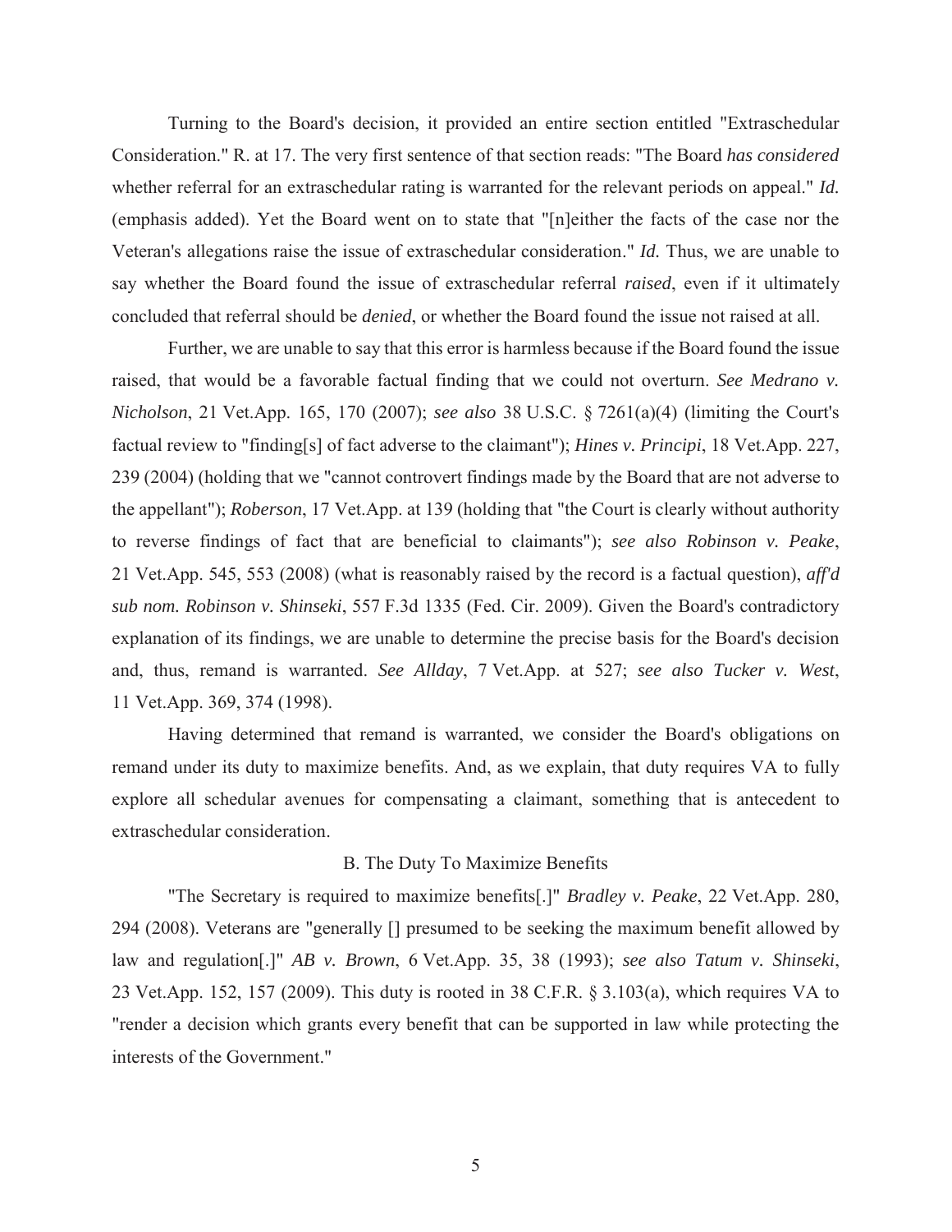Turning to the Board's decision, it provided an entire section entitled "Extraschedular Consideration." R. at 17. The very first sentence of that section reads: "The Board *has considered* whether referral for an extraschedular rating is warranted for the relevant periods on appeal." *Id.* (emphasis added). Yet the Board went on to state that "[n]either the facts of the case nor the Veteran's allegations raise the issue of extraschedular consideration." *Id.* Thus, we are unable to say whether the Board found the issue of extraschedular referral *raised*, even if it ultimately concluded that referral should be *denied*, or whether the Board found the issue not raised at all.

Further, we are unable to say that this error is harmless because if the Board found the issue raised, that would be a favorable factual finding that we could not overturn. *See Medrano v. Nicholson*, 21 Vet.App. 165, 170 (2007); *see also* 38 U.S.C. § 7261(a)(4) (limiting the Court's factual review to "finding[s] of fact adverse to the claimant"); *Hines v. Principi*, 18 Vet.App. 227, 239 (2004) (holding that we "cannot controvert findings made by the Board that are not adverse to the appellant"); *Roberson*, 17 Vet.App. at 139 (holding that "the Court is clearly without authority to reverse findings of fact that are beneficial to claimants"); *see also Robinson v. Peake*, 21 Vet.App. 545, 553 (2008) (what is reasonably raised by the record is a factual question), *aff'd sub nom. Robinson v. Shinseki*, 557 F.3d 1335 (Fed. Cir. 2009). Given the Board's contradictory explanation of its findings, we are unable to determine the precise basis for the Board's decision and, thus, remand is warranted. *See Allday*, 7 Vet.App. at 527; *see also Tucker v. West*, 11 Vet.App. 369, 374 (1998).

Having determined that remand is warranted, we consider the Board's obligations on remand under its duty to maximize benefits. And, as we explain, that duty requires VA to fully explore all schedular avenues for compensating a claimant, something that is antecedent to extraschedular consideration.

## B. The Duty To Maximize Benefits

"The Secretary is required to maximize benefits[.]" *Bradley v. Peake*, 22 Vet.App. 280, 294 (2008). Veterans are "generally [] presumed to be seeking the maximum benefit allowed by law and regulation[.]" *AB v. Brown*, 6 Vet.App. 35, 38 (1993); *see also Tatum v. Shinseki*, 23 Vet.App. 152, 157 (2009). This duty is rooted in 38 C.F.R. § 3.103(a), which requires VA to "render a decision which grants every benefit that can be supported in law while protecting the interests of the Government."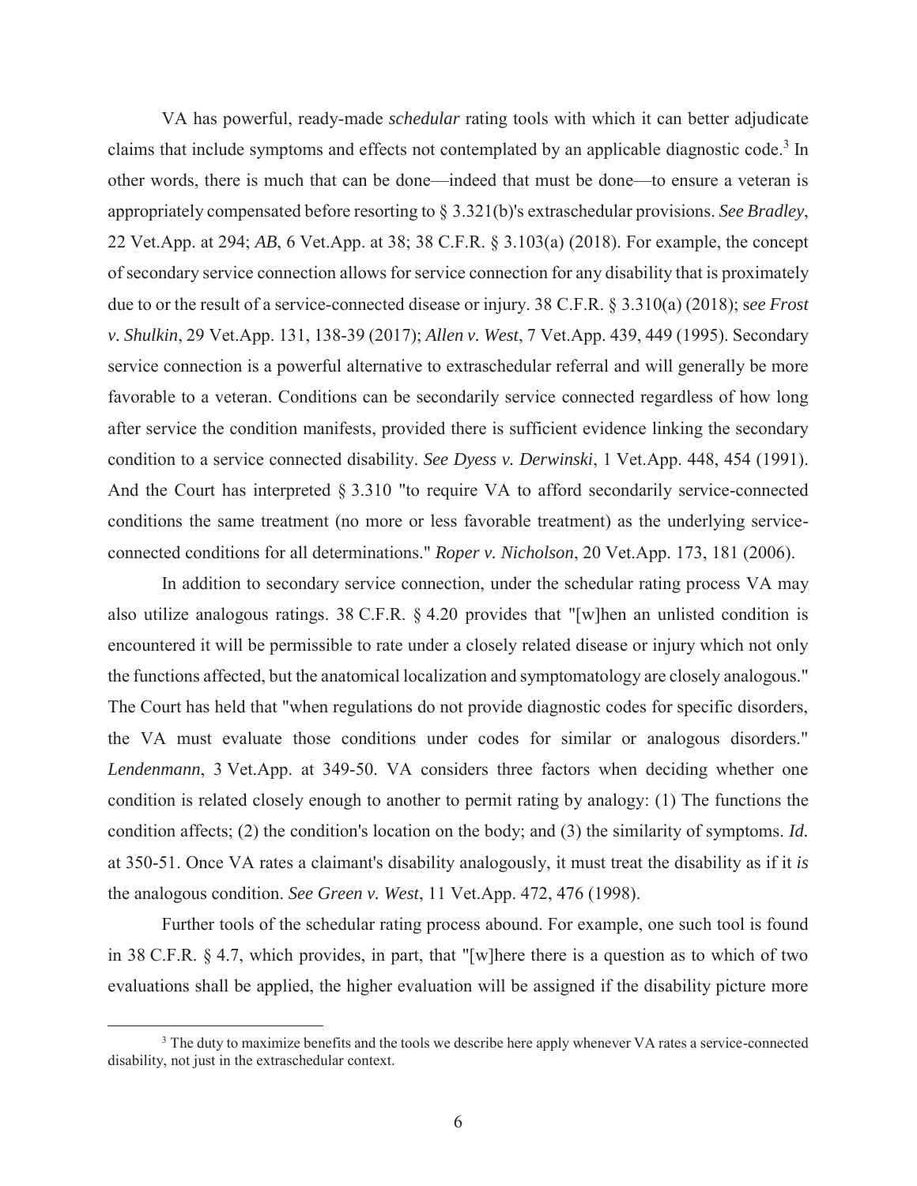VA has powerful, ready-made *schedular* rating tools with which it can better adjudicate claims that include symptoms and effects not contemplated by an applicable diagnostic code.[3] In other words, there is much that can be done—indeed that must be done—to ensure a veteran is appropriately compensated before resorting to § 3.321(b)'s extraschedular provisions. *See Bradley*, 22 Vet.App. at 294; *AB*, 6 Vet.App. at 38; 38 C.F.R. § 3.103(a) (2018). For example, the concept of secondary service connection allows for service connection for any disability that is proximately due to or the result of a service-connected disease or injury. 38 C.F.R. § 3.310(a) (2018); s*ee Frost v. Shulkin*, 29 Vet.App. 131, 138-39 (2017); *Allen v. West*, 7 Vet.App. 439, 449 (1995). Secondary service connection is a powerful alternative to extraschedular referral and will generally be more favorable to a veteran. Conditions can be secondarily service connected regardless of how long after service the condition manifests, provided there is sufficient evidence linking the secondary condition to a service connected disability. *See Dyess v. Derwinski*, 1 Vet.App. 448, 454 (1991). And the Court has interpreted § 3.310 "to require VA to afford secondarily service-connected conditions the same treatment (no more or less favorable treatment) as the underlying service-connected conditions for all determinations." *Roper v. Nicholson*, 20 Vet.App. 173, 181 (2006).

In addition to secondary service connection, under the schedular rating process VA may also utilize analogous ratings. 38 C.F.R. § 4.20 provides that "[w]hen an unlisted condition is encountered it will be permissible to rate under a closely related disease or injury which not only the functions affected, but the anatomical localization and symptomatology are closely analogous." The Court has held that "when regulations do not provide diagnostic codes for specific disorders, the VA must evaluate those conditions under codes for similar or analogous disorders." *Lendenmann*, 3 Vet.App. at 349-50. VA considers three factors when deciding whether one condition is related closely enough to another to permit rating by analogy: (1) The functions the condition affects; (2) the condition's location on the body; and (3) the similarity of symptoms. *Id.* at 350-51. Once VA rates a claimant's disability analogously, it must treat the disability as if it *is* the analogous condition. *See Green v. West*, 11 Vet.App. 472, 476 (1998).

Further tools of the schedular rating process abound. For example, one such tool is found in 38 C.F.R. § 4.7, which provides, in part, that "[w]here there is a question as to which of two evaluations shall be applied, the higher evaluation will be assigned if the disability picture more

[3] The duty to maximize benefits and the tools we describe here apply whenever VA rates a service-connected disability, not just in the extraschedular context.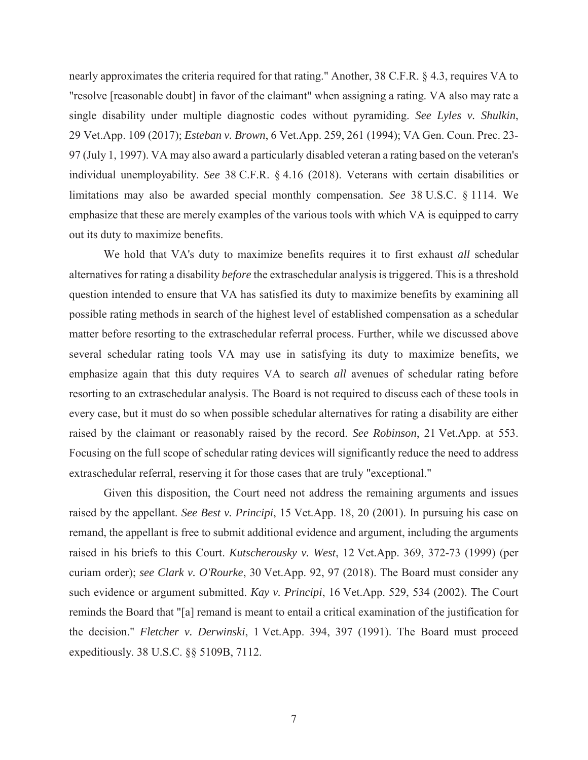nearly approximates the criteria required for that rating." Another, 38 C.F.R. § 4.3, requires VA to "resolve [reasonable doubt] in favor of the claimant" when assigning a rating. VA also may rate a single disability under multiple diagnostic codes without pyramiding. *See Lyles v. Shulkin*, 29 Vet.App. 109 (2017); *Esteban v. Brown*, 6 Vet.App. 259, 261 (1994); VA Gen. Coun. Prec. 23-97 (July 1, 1997). VA may also award a particularly disabled veteran a rating based on the veteran's individual unemployability. *See* 38 C.F.R. § 4.16 (2018). Veterans with certain disabilities or limitations may also be awarded special monthly compensation. *See* 38 U.S.C. § 1114. We emphasize that these are merely examples of the various tools with which VA is equipped to carry out its duty to maximize benefits.

We hold that VA's duty to maximize benefits requires it to first exhaust *all* schedular alternatives for rating a disability *before* the extraschedular analysis is triggered. This is a threshold question intended to ensure that VA has satisfied its duty to maximize benefits by examining all possible rating methods in search of the highest level of established compensation as a schedular matter before resorting to the extraschedular referral process. Further, while we discussed above several schedular rating tools VA may use in satisfying its duty to maximize benefits, we emphasize again that this duty requires VA to search *all* avenues of schedular rating before resorting to an extraschedular analysis. The Board is not required to discuss each of these tools in every case, but it must do so when possible schedular alternatives for rating a disability are either raised by the claimant or reasonably raised by the record. *See Robinson*, 21 Vet.App. at 553. Focusing on the full scope of schedular rating devices will significantly reduce the need to address extraschedular referral, reserving it for those cases that are truly "exceptional."

Given this disposition, the Court need not address the remaining arguments and issues raised by the appellant. *See Best v. Principi*, 15 Vet.App. 18, 20 (2001). In pursuing his case on remand, the appellant is free to submit additional evidence and argument, including the arguments raised in his briefs to this Court. *Kutscherousky v. West*, 12 Vet.App. 369, 372-73 (1999) (per curiam order); *see Clark v. O'Rourke*, 30 Vet.App. 92, 97 (2018). The Board must consider any such evidence or argument submitted. *Kay v. Principi*, 16 Vet.App. 529, 534 (2002). The Court reminds the Board that "[a] remand is meant to entail a critical examination of the justification for the decision." *Fletcher v. Derwinski*, 1 Vet.App. 394, 397 (1991). The Board must proceed expeditiously. 38 U.S.C. §§ 5109B, 7112.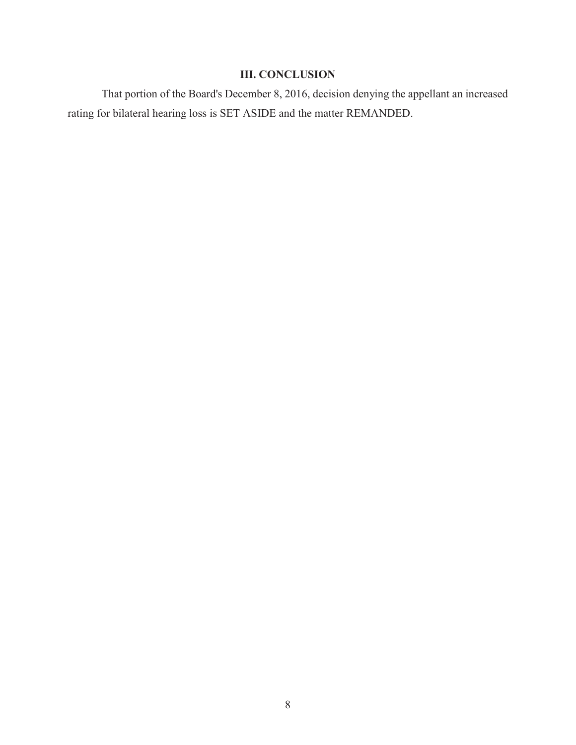## III. CONCLUSION

That portion of the Board's December 8, 2016, decision denying the appellant an increased rating for bilateral hearing loss is SET ASIDE and the matter REMANDED.